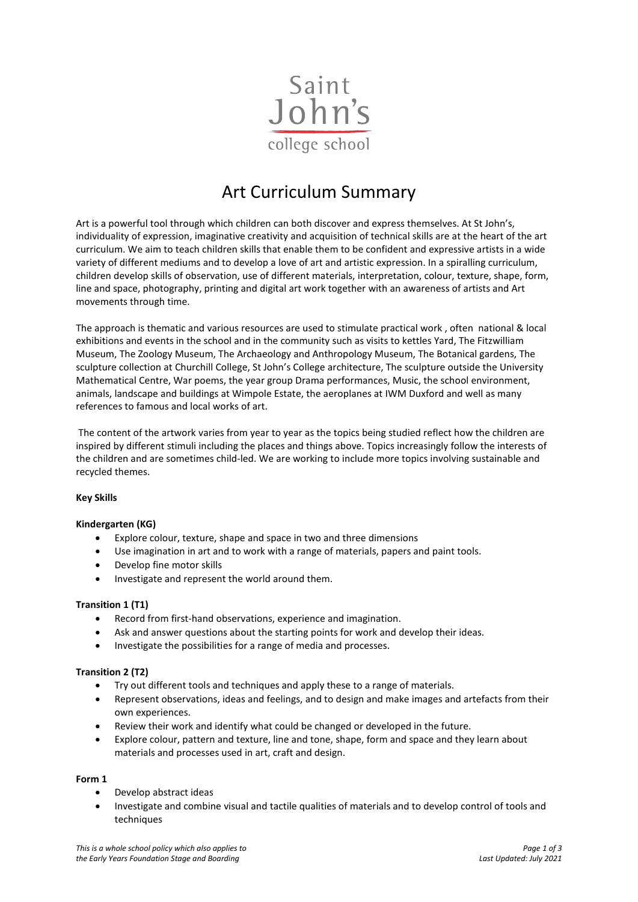Saint John's college school

# Art Curriculum Summary

Art is a powerful tool through which children can both discover and express themselves. At St John's, individuality of expression, imaginative creativity and acquisition of technical skills are at the heart of the art curriculum. We aim to teach children skills that enable them to be confident and expressive artists in a wide variety of different mediums and to develop a love of art and artistic expression. In a spiralling curriculum, children develop skills of observation, use of different materials, interpretation, colour, texture, shape, form, line and space, photography, printing and digital art work together with an awareness of artists and Art movements through time.

The approach is thematic and various resources are used to stimulate practical work , often national & local exhibitions and events in the school and in the community such as visits to kettles Yard, The Fitzwilliam Museum, The Zoology Museum, The Archaeology and Anthropology Museum, The Botanical gardens, The sculpture collection at Churchill College, St John's College architecture, The sculpture outside the University Mathematical Centre, War poems, the year group Drama performances, Music, the school environment, animals, landscape and buildings at Wimpole Estate, the aeroplanes at IWM Duxford and well as many references to famous and local works of art.

The content of the artwork varies from year to year as the topics being studied reflect how the children are inspired by different stimuli including the places and things above. Topics increasingly follow the interests of the children and are sometimes child-led. We are working to include more topics involving sustainable and recycled themes.

**Key Skills**

**Kindergarten (KG)**

- Explore colour, texture, shape and space in two and three dimensions
- Use imagination in art and to work with a range of materials, papers and paint tools.
- Develop fine motor skills
- Investigate and represent the world around them.

**Transition 1 (T1)**

- Record from first-hand observations, experience and imagination.
- Ask and answer questions about the starting points for work and develop their ideas.
- Investigate the possibilities for a range of media and processes.

**Transition 2 (T2)**

- Try out different tools and techniques and apply these to a range of materials.
- Represent observations, ideas and feelings, and to design and make images and artefacts from their own experiences.
- Review their work and identify what could be changed or developed in the future.
- Explore colour, pattern and texture, line and tone, shape, form and space and they learn about materials and processes used in art, craft and design.

**Form 1**

- Develop abstract ideas
- Investigate and combine visual and tactile qualities of materials and to develop control of tools and techniques

*This is a whole school policy which also applies to the Early Years Foundation Stage and Boarding*

*Last Updated: July 2021*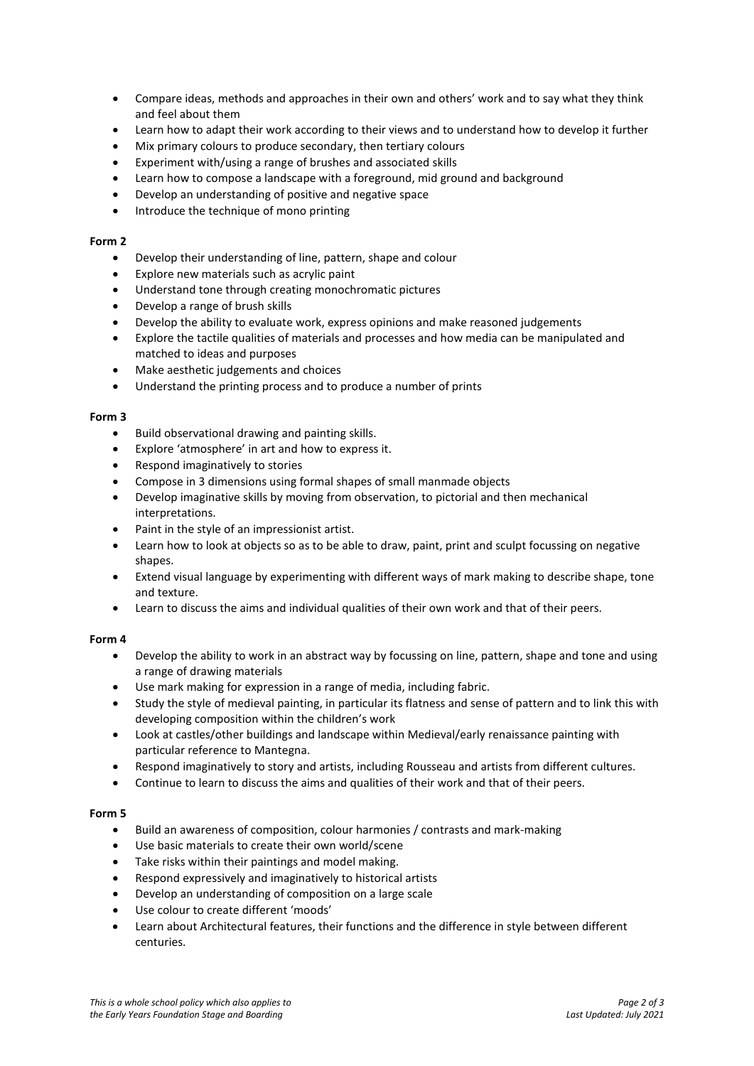- Compare ideas, methods and approaches in their own and others' work and to say what they think and feel about them
- Learn how to adapt their work according to their views and to understand how to develop it further
- Mix primary colours to produce secondary, then tertiary colours
- Experiment with/using a range of brushes and associated skills
- Learn how to compose a landscape with a foreground, mid ground and background
- Develop an understanding of positive and negative space
- Introduce the technique of mono printing

**Form 2**

- Develop their understanding of line, pattern, shape and colour
- Explore new materials such as acrylic paint
- Understand tone through creating monochromatic pictures
- Develop a range of brush skills
- Develop the ability to evaluate work, express opinions and make reasoned judgements
- Explore the tactile qualities of materials and processes and how media can be manipulated and matched to ideas and purposes
- Make aesthetic judgements and choices
- Understand the printing process and to produce a number of prints

**Form 3**

- Build observational drawing and painting skills.
- Explore 'atmosphere' in art and how to express it.
- Respond imaginatively to stories
- Compose in 3 dimensions using formal shapes of small manmade objects
- Develop imaginative skills by moving from observation, to pictorial and then mechanical interpretations.
- Paint in the style of an impressionist artist.
- Learn how to look at objects so as to be able to draw, paint, print and sculpt focussing on negative shapes.
- Extend visual language by experimenting with different ways of mark making to describe shape, tone and texture.
- Learn to discuss the aims and individual qualities of their own work and that of their peers.

**Form 4**

- Develop the ability to work in an abstract way by focussing on line, pattern, shape and tone and using a range of drawing materials
- Use mark making for expression in a range of media, including fabric.
- Study the style of medieval painting, in particular its flatness and sense of pattern and to link this with developing composition within the children's work
- Look at castles/other buildings and landscape within Medieval/early renaissance painting with particular reference to Mantegna.
- Respond imaginatively to story and artists, including Rousseau and artists from different cultures.
- Continue to learn to discuss the aims and qualities of their work and that of their peers.

**Form 5**

- Build an awareness of composition, colour harmonies / contrasts and mark-making
- Use basic materials to create their own world/scene
- Take risks within their paintings and model making.
- Respond expressively and imaginatively to historical artists
- Develop an understanding of composition on a large scale
- Use colour to create different 'moods'
- Learn about Architectural features, their functions and the difference in style between different centuries.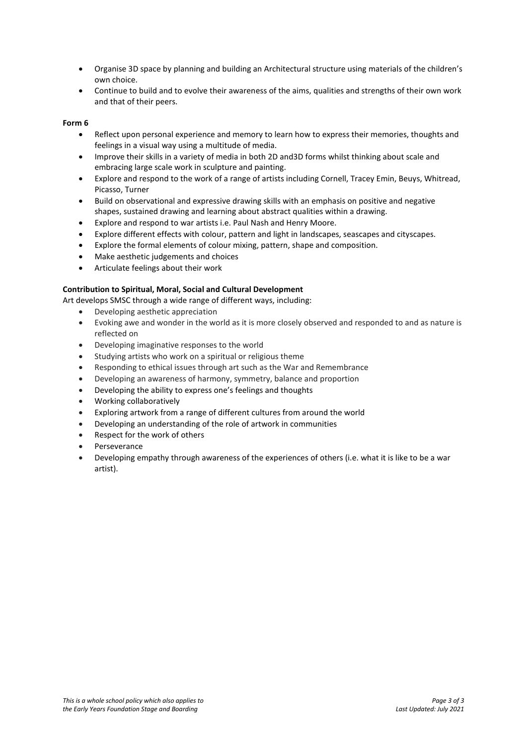- Organise 3D space by planning and building an Architectural structure using materials of the children's own choice.
- Continue to build and to evolve their awareness of the aims, qualities and strengths of their own work and that of their peers.

**Form 6**

- Reflect upon personal experience and memory to learn how to express their memories, thoughts and feelings in a visual way using a multitude of media.
- Improve their skills in a variety of media in both 2D and3D forms whilst thinking about scale and embracing large scale work in sculpture and painting.
- Explore and respond to the work of a range of artists including Cornell, Tracey Emin, Beuys, Whitread, Picasso, Turner
- Build on observational and expressive drawing skills with an emphasis on positive and negative shapes, sustained drawing and learning about abstract qualities within a drawing.
- Explore and respond to war artists i.e. Paul Nash and Henry Moore.
- Explore different effects with colour, pattern and light in landscapes, seascapes and cityscapes.
- Explore the formal elements of colour mixing, pattern, shape and composition.
- Make aesthetic judgements and choices
- Articulate feelings about their work

**Contribution to Spiritual, Moral, Social and Cultural Development**

Art develops SMSC through a wide range of different ways, including:

- Developing aesthetic appreciation
- Evoking awe and wonder in the world as it is more closely observed and responded to and as nature is reflected on
- Developing imaginative responses to the world
- Studying artists who work on a spiritual or religious theme
- Responding to ethical issues through art such as the War and Remembrance
- Developing an awareness of harmony, symmetry, balance and proportion
- Developing the ability to express one's feelings and thoughts
- Working collaboratively
- Exploring artwork from a range of different cultures from around the world
- Developing an understanding of the role of artwork in communities
- Respect for the work of others
- Perseverance
- Developing empathy through awareness of the experiences of others (i.e. what it is like to be a war artist).

*This is a whole school policy which also applies to the Early Years Foundation Stage and Boarding*

*Last Updated: July 2021*